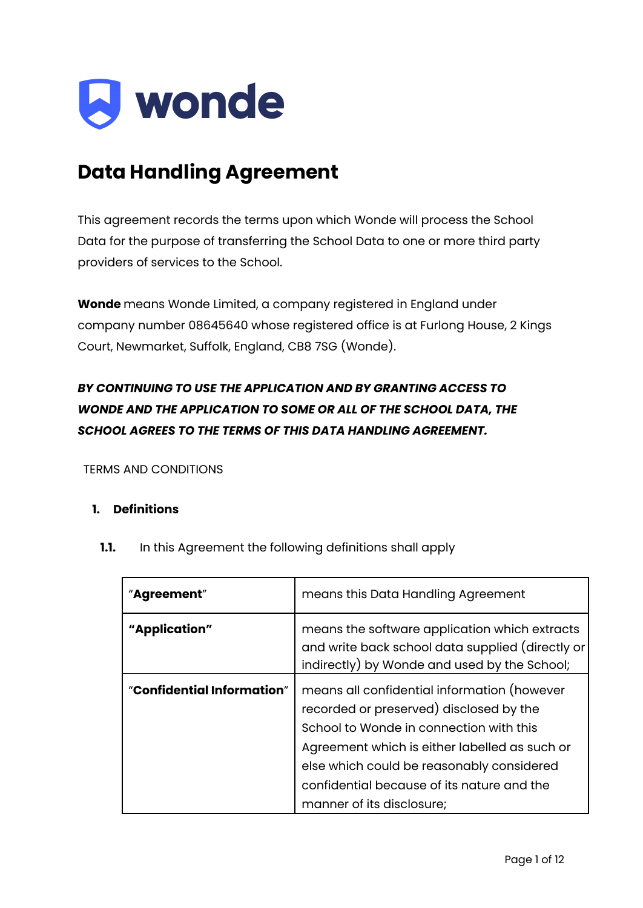wonde

# Data Handling Agreement

This agreement records the terms upon which Wonde will process the School Data for the purpose of transferring the School Data to one or more third party providers of services to the School.

**Wonde** means Wonde Limited, a company registered in England under company number 08645640 whose registered office is at Furlong House, 2 Kings Court, Newmarket, Suffolk, England, CB8 7SG (Wonde).

***BY CONTINUING TO USE THE APPLICATION AND BY GRANTING ACCESS TO WONDE AND THE APPLICATION TO SOME OR ALL OF THE SCHOOL DATA, THE SCHOOL AGREES TO THE TERMS OF THIS DATA HANDLING AGREEMENT.***

TERMS AND CONDITIONS

## 1. Definitions

**1.1.** In this Agreement the following definitions shall apply

| | |
|---|---|
| "**Agreement**" | means this Data Handling Agreement |
| **"Application"** | means the software application which extracts and write back school data supplied (directly or indirectly) by Wonde and used by the School; |
| "**Confidential Information**" | means all confidential information (however recorded or preserved) disclosed by the School to Wonde in connection with this Agreement which is either labelled as such or else which could be reasonably considered confidential because of its nature and the manner of its disclosure; |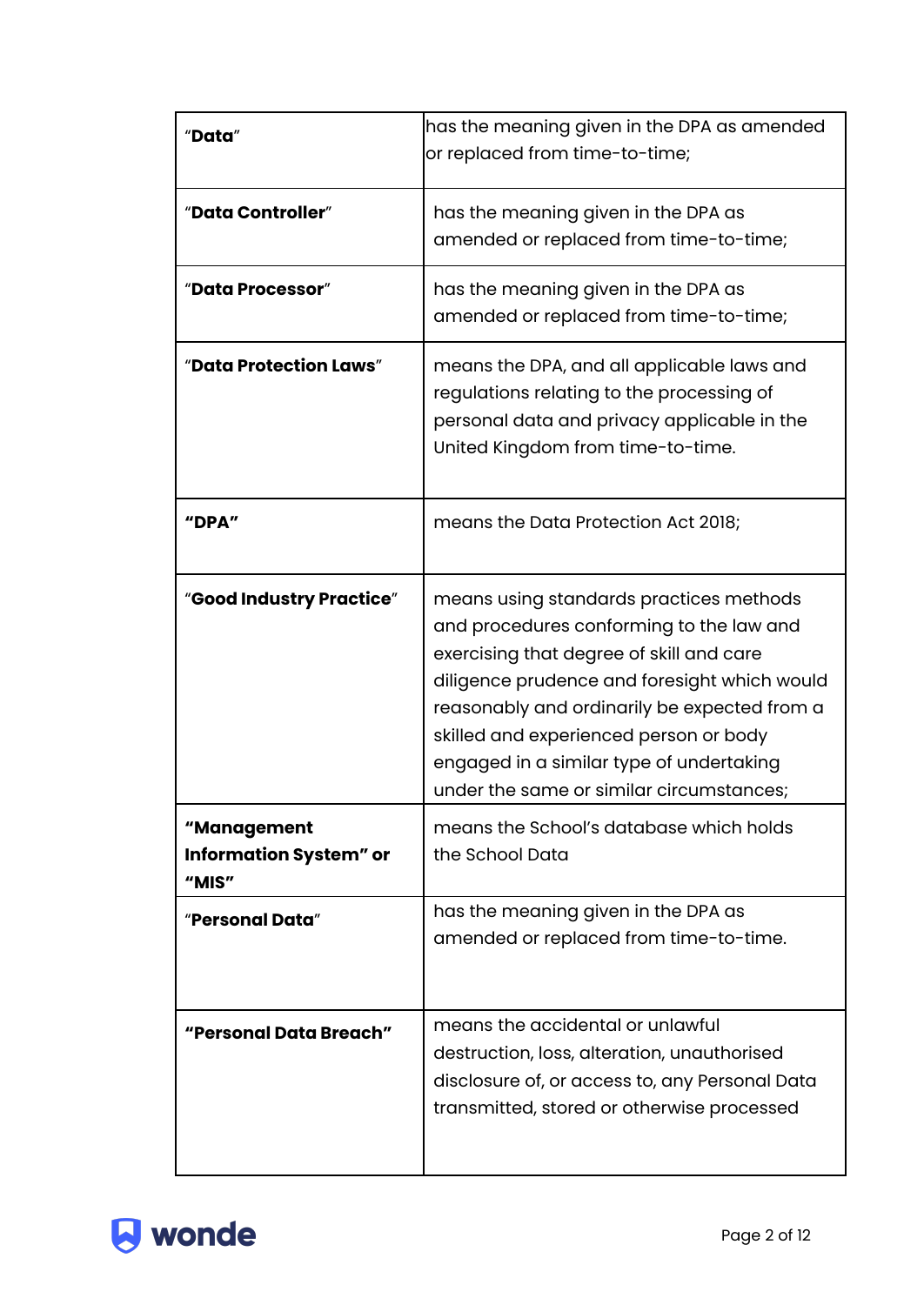| | |
|---|---|
| "**Data**" | has the meaning given in the DPA as amended or replaced from time-to-time; |
| "**Data Controller**" | has the meaning given in the DPA as amended or replaced from time-to-time; |
| "**Data Processor**" | has the meaning given in the DPA as amended or replaced from time-to-time; |
| "**Data Protection Laws**" | means the DPA, and all applicable laws and regulations relating to the processing of personal data and privacy applicable in the United Kingdom from time-to-time. |
| **"DPA"** | means the Data Protection Act 2018; |
| "**Good Industry Practice**" | means using standards practices methods and procedures conforming to the law and exercising that degree of skill and care diligence prudence and foresight which would reasonably and ordinarily be expected from a skilled and experienced person or body engaged in a similar type of undertaking under the same or similar circumstances; |
| **"Management Information System" or "MIS"** | means the School's database which holds the School Data |
| "**Personal Data**" | has the meaning given in the DPA as amended or replaced from time-to-time. |
| **"Personal Data Breach"** | means the accidental or unlawful destruction, loss, alteration, unauthorised disclosure of, or access to, any Personal Data transmitted, stored or otherwise processed |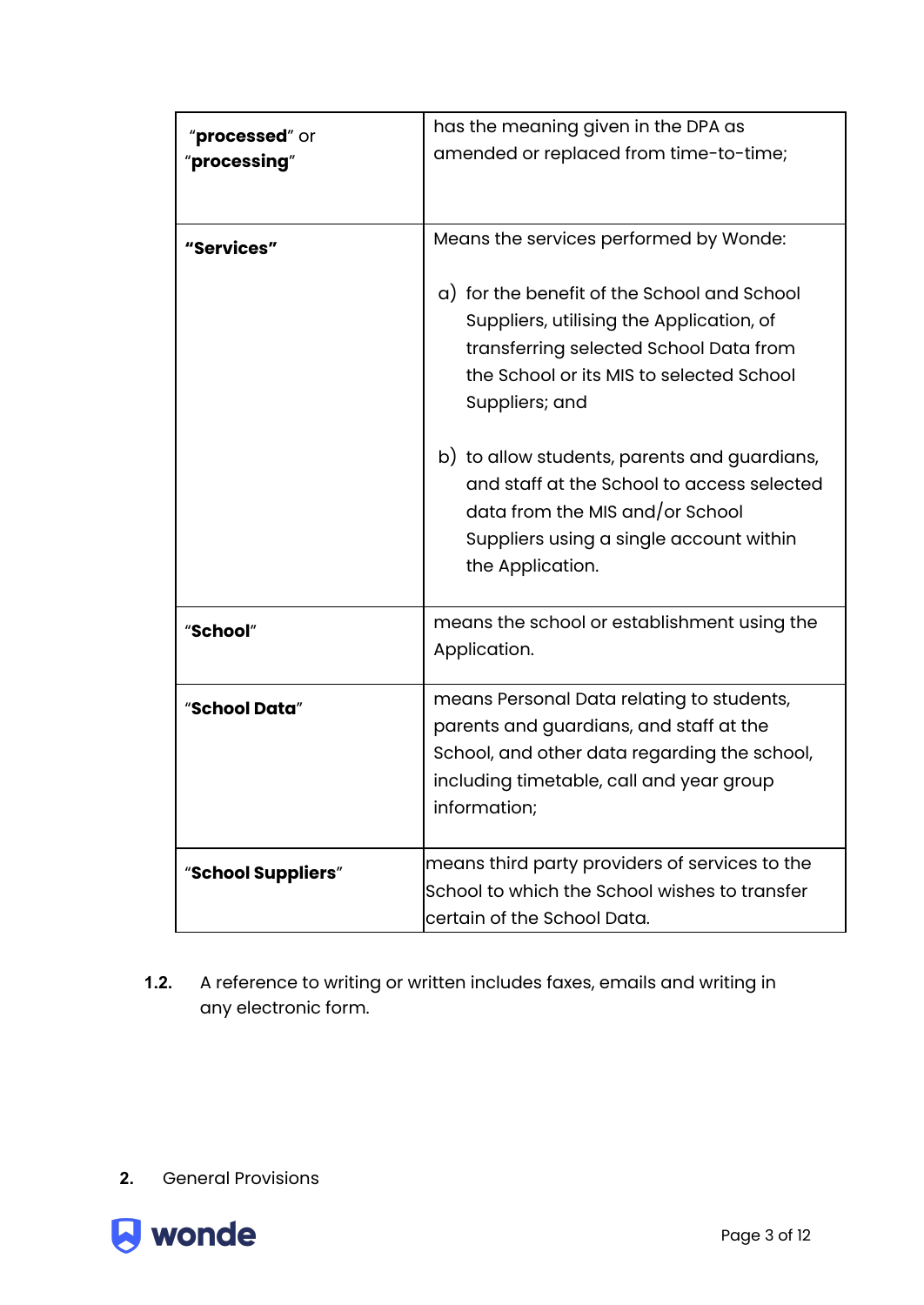| | |
|---|---|
| "**processed**" or "**processing**" | has the meaning given in the DPA as amended or replaced from time-to-time; |
| **"Services"** | Means the services performed by Wonde:<br><br>a) for the benefit of the School and School Suppliers, utilising the Application, of transferring selected School Data from the School or its MIS to selected School Suppliers; and<br><br>b) to allow students, parents and guardians, and staff at the School to access selected data from the MIS and/or School Suppliers using a single account within the Application. |
| "**School**" | means the school or establishment using the Application. |
| "**School Data**" | means Personal Data relating to students, parents and guardians, and staff at the School, and other data regarding the school, including timetable, call and year group information; |
| "**School Suppliers**" | means third party providers of services to the School to which the School wishes to transfer certain of the School Data. |

**1.2.** A reference to writing or written includes faxes, emails and writing in any electronic form.

**2.** General Provisions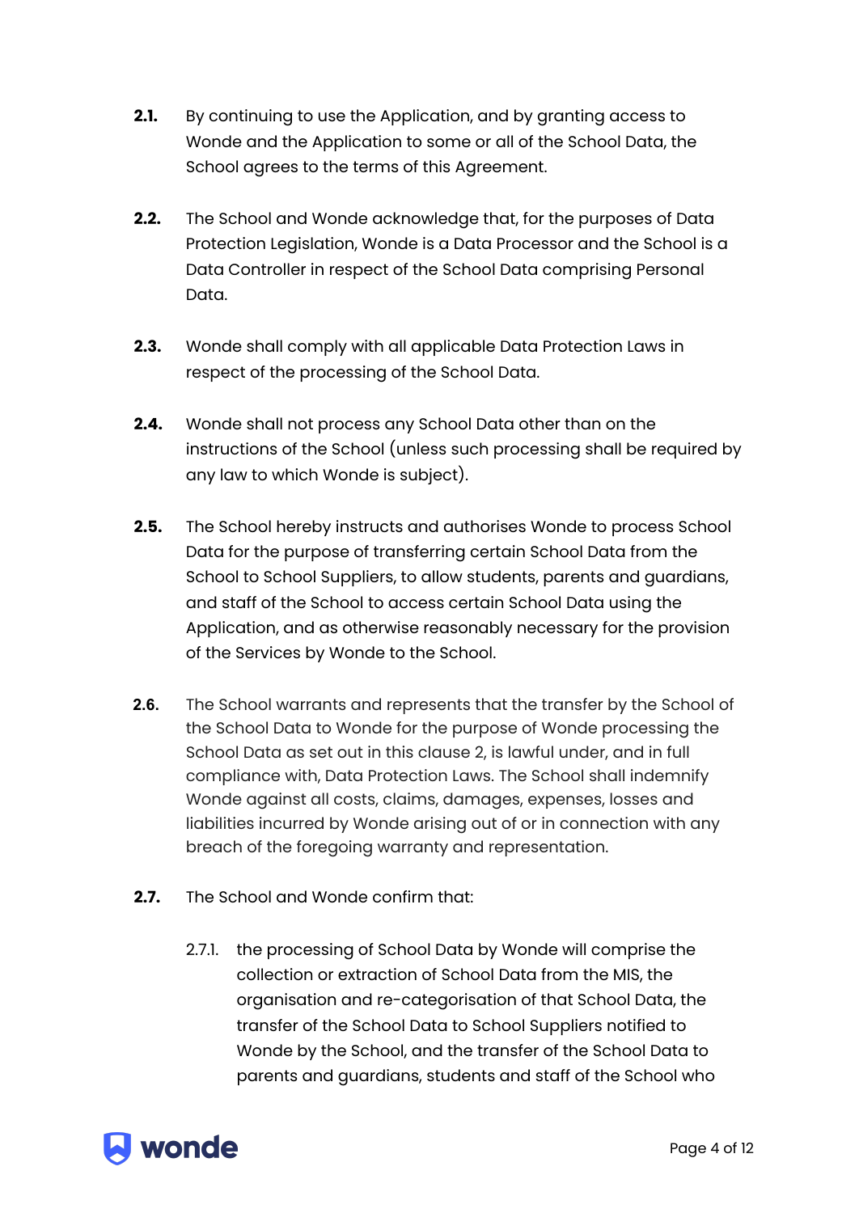**2.1.** By continuing to use the Application, and by granting access to Wonde and the Application to some or all of the School Data, the School agrees to the terms of this Agreement.

**2.2.** The School and Wonde acknowledge that, for the purposes of Data Protection Legislation, Wonde is a Data Processor and the School is a Data Controller in respect of the School Data comprising Personal Data.

**2.3.** Wonde shall comply with all applicable Data Protection Laws in respect of the processing of the School Data.

**2.4.** Wonde shall not process any School Data other than on the instructions of the School (unless such processing shall be required by any law to which Wonde is subject).

**2.5.** The School hereby instructs and authorises Wonde to process School Data for the purpose of transferring certain School Data from the School to School Suppliers, to allow students, parents and guardians, and staff of the School to access certain School Data using the Application, and as otherwise reasonably necessary for the provision of the Services by Wonde to the School.

**2.6.** The School warrants and represents that the transfer by the School of the School Data to Wonde for the purpose of Wonde processing the School Data as set out in this clause 2, is lawful under, and in full compliance with, Data Protection Laws. The School shall indemnify Wonde against all costs, claims, damages, expenses, losses and liabilities incurred by Wonde arising out of or in connection with any breach of the foregoing warranty and representation.

**2.7.** The School and Wonde confirm that:

2.7.1. the processing of School Data by Wonde will comprise the collection or extraction of School Data from the MIS, the organisation and re-categorisation of that School Data, the transfer of the School Data to School Suppliers notified to Wonde by the School, and the transfer of the School Data to parents and guardians, students and staff of the School who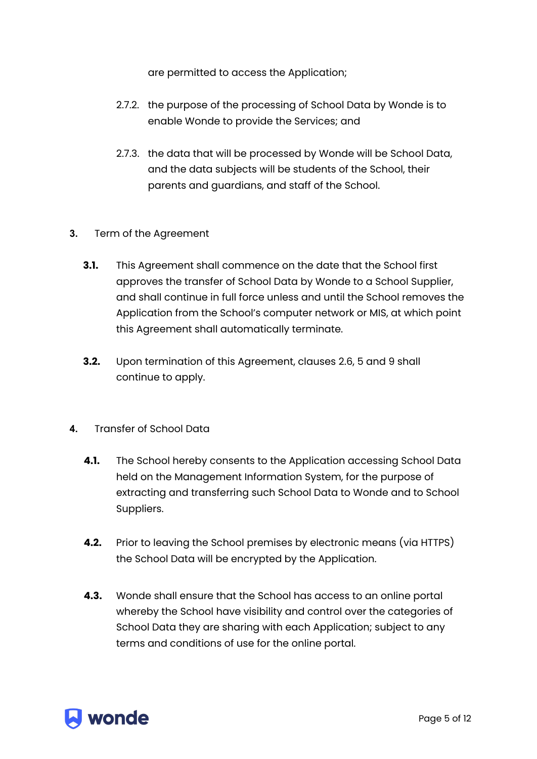are permitted to access the Application;

2.7.2. the purpose of the processing of School Data by Wonde is to enable Wonde to provide the Services; and

2.7.3. the data that will be processed by Wonde will be School Data, and the data subjects will be students of the School, their parents and guardians, and staff of the School.

## 3. Term of the Agreement

**3.1.** This Agreement shall commence on the date that the School first approves the transfer of School Data by Wonde to a School Supplier, and shall continue in full force unless and until the School removes the Application from the School's computer network or MIS, at which point this Agreement shall automatically terminate.

**3.2.** Upon termination of this Agreement, clauses 2.6, 5 and 9 shall continue to apply.

## 4. Transfer of School Data

**4.1.** The School hereby consents to the Application accessing School Data held on the Management Information System, for the purpose of extracting and transferring such School Data to Wonde and to School Suppliers.

**4.2.** Prior to leaving the School premises by electronic means (via HTTPS) the School Data will be encrypted by the Application.

**4.3.** Wonde shall ensure that the School has access to an online portal whereby the School have visibility and control over the categories of School Data they are sharing with each Application; subject to any terms and conditions of use for the online portal.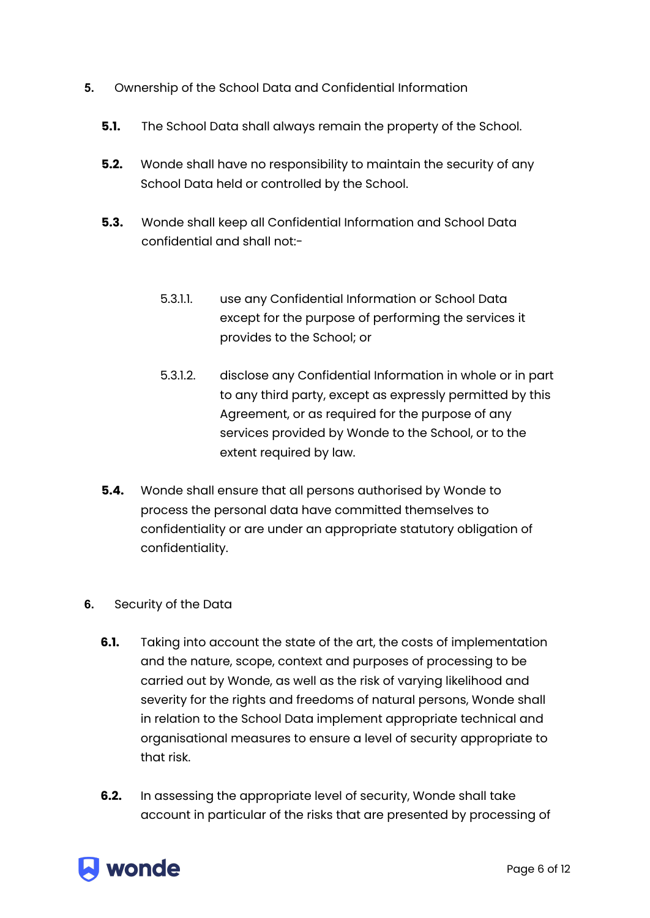**5.** Ownership of the School Data and Confidential Information

**5.1.** The School Data shall always remain the property of the School.

**5.2.** Wonde shall have no responsibility to maintain the security of any School Data held or controlled by the School.

**5.3.** Wonde shall keep all Confidential Information and School Data confidential and shall not:-

5.3.1.1. use any Confidential Information or School Data except for the purpose of performing the services it provides to the School; or

5.3.1.2. disclose any Confidential Information in whole or in part to any third party, except as expressly permitted by this Agreement, or as required for the purpose of any services provided by Wonde to the School, or to the extent required by law.

**5.4.** Wonde shall ensure that all persons authorised by Wonde to process the personal data have committed themselves to confidentiality or are under an appropriate statutory obligation of confidentiality.

**6.** Security of the Data

**6.1.** Taking into account the state of the art, the costs of implementation and the nature, scope, context and purposes of processing to be carried out by Wonde, as well as the risk of varying likelihood and severity for the rights and freedoms of natural persons, Wonde shall in relation to the School Data implement appropriate technical and organisational measures to ensure a level of security appropriate to that risk.

**6.2.** In assessing the appropriate level of security, Wonde shall take account in particular of the risks that are presented by processing of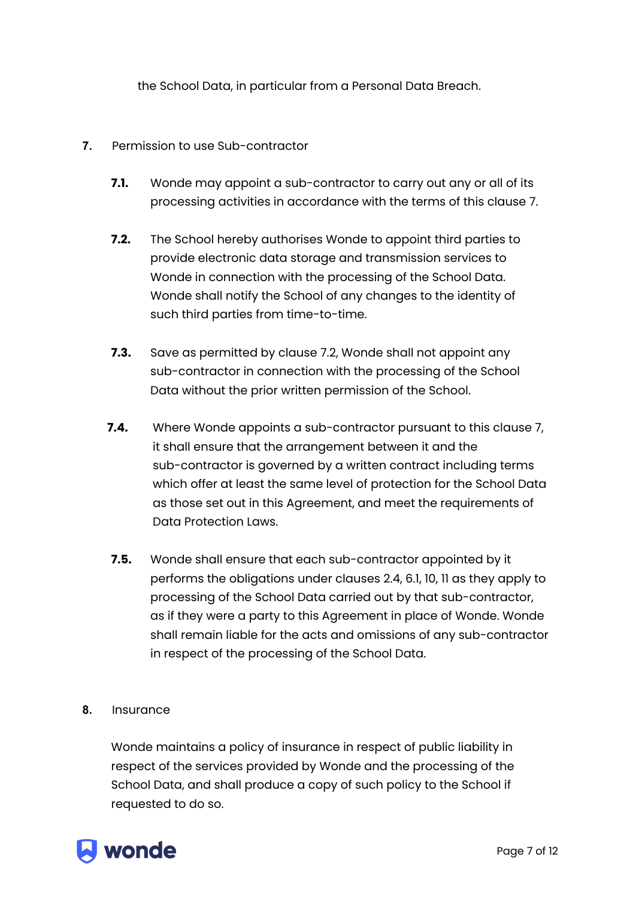the School Data, in particular from a Personal Data Breach.

7. Permission to use Sub-contractor

**7.1.** Wonde may appoint a sub-contractor to carry out any or all of its processing activities in accordance with the terms of this clause 7.

**7.2.** The School hereby authorises Wonde to appoint third parties to provide electronic data storage and transmission services to Wonde in connection with the processing of the School Data. Wonde shall notify the School of any changes to the identity of such third parties from time-to-time.

**7.3.** Save as permitted by clause 7.2, Wonde shall not appoint any sub-contractor in connection with the processing of the School Data without the prior written permission of the School.

**7.4.** Where Wonde appoints a sub-contractor pursuant to this clause 7, it shall ensure that the arrangement between it and the sub-contractor is governed by a written contract including terms which offer at least the same level of protection for the School Data as those set out in this Agreement, and meet the requirements of Data Protection Laws.

**7.5.** Wonde shall ensure that each sub-contractor appointed by it performs the obligations under clauses 2.4, 6.1, 10, 11 as they apply to processing of the School Data carried out by that sub-contractor, as if they were a party to this Agreement in place of Wonde. Wonde shall remain liable for the acts and omissions of any sub-contractor in respect of the processing of the School Data.

8. Insurance

Wonde maintains a policy of insurance in respect of public liability in respect of the services provided by Wonde and the processing of the School Data, and shall produce a copy of such policy to the School if requested to do so.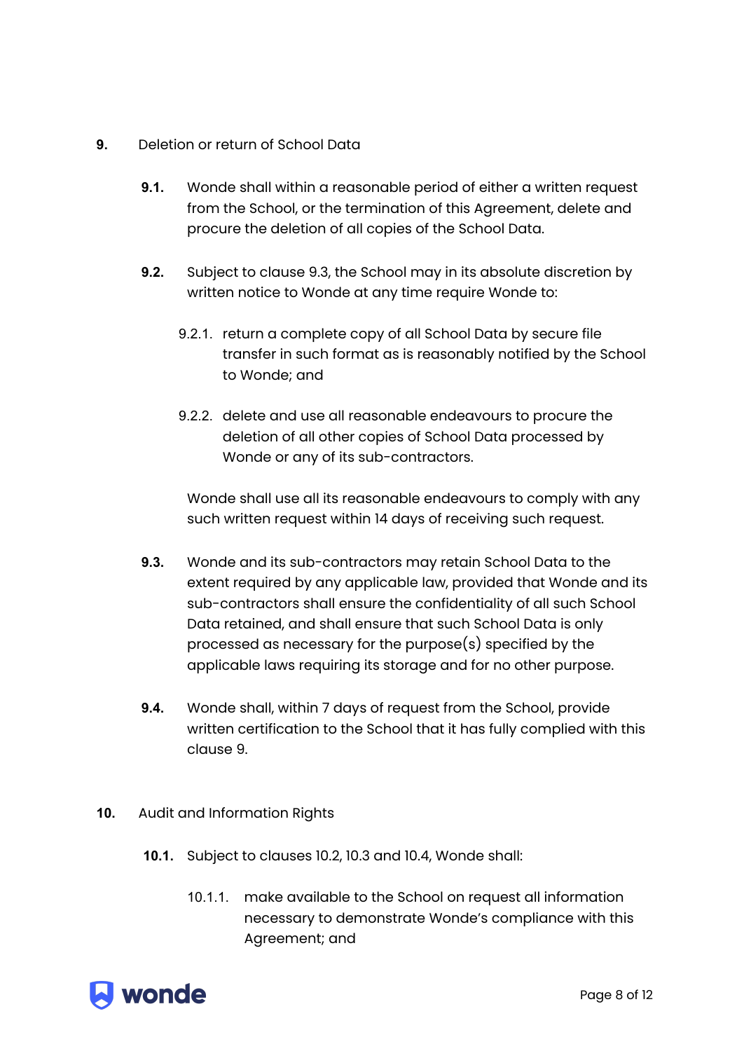**9.** Deletion or return of School Data

**9.1.** Wonde shall within a reasonable period of either a written request from the School, or the termination of this Agreement, delete and procure the deletion of all copies of the School Data.

**9.2.** Subject to clause 9.3, the School may in its absolute discretion by written notice to Wonde at any time require Wonde to:

9.2.1. return a complete copy of all School Data by secure file transfer in such format as is reasonably notified by the School to Wonde; and

9.2.2. delete and use all reasonable endeavours to procure the deletion of all other copies of School Data processed by Wonde or any of its sub-contractors.

Wonde shall use all its reasonable endeavours to comply with any such written request within 14 days of receiving such request.

**9.3.** Wonde and its sub-contractors may retain School Data to the extent required by any applicable law, provided that Wonde and its sub-contractors shall ensure the confidentiality of all such School Data retained, and shall ensure that such School Data is only processed as necessary for the purpose(s) specified by the applicable laws requiring its storage and for no other purpose.

**9.4.** Wonde shall, within 7 days of request from the School, provide written certification to the School that it has fully complied with this clause 9.

**10.** Audit and Information Rights

**10.1.** Subject to clauses 10.2, 10.3 and 10.4, Wonde shall:

10.1.1. make available to the School on request all information necessary to demonstrate Wonde's compliance with this Agreement; and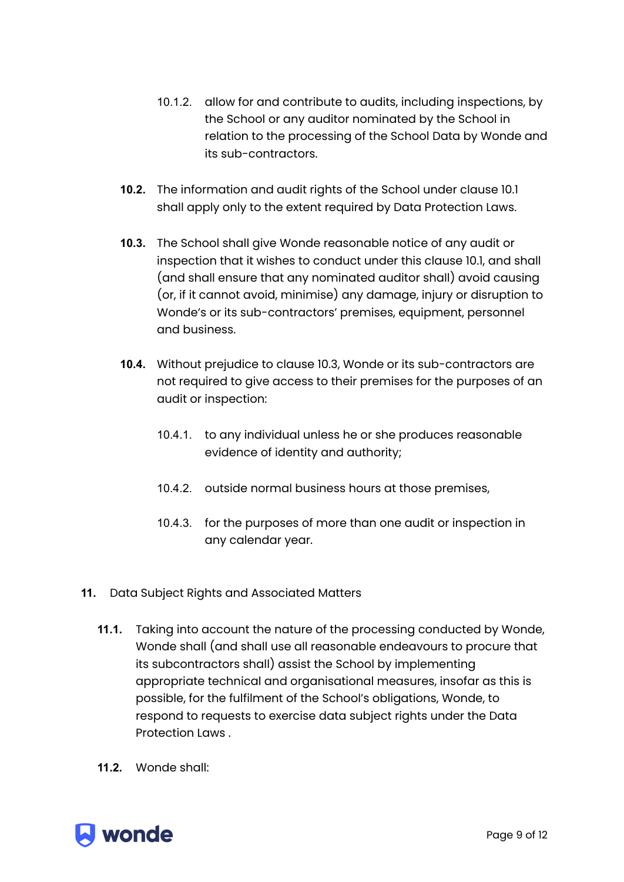10.1.2. allow for and contribute to audits, including inspections, by the School or any auditor nominated by the School in relation to the processing of the School Data by Wonde and its sub-contractors.

**10.2.** The information and audit rights of the School under clause 10.1 shall apply only to the extent required by Data Protection Laws.

**10.3.** The School shall give Wonde reasonable notice of any audit or inspection that it wishes to conduct under this clause 10.1, and shall (and shall ensure that any nominated auditor shall) avoid causing (or, if it cannot avoid, minimise) any damage, injury or disruption to Wonde's or its sub-contractors' premises, equipment, personnel and business.

**10.4.** Without prejudice to clause 10.3, Wonde or its sub-contractors are not required to give access to their premises for the purposes of an audit or inspection:

10.4.1. to any individual unless he or she produces reasonable evidence of identity and authority;

10.4.2. outside normal business hours at those premises,

10.4.3. for the purposes of more than one audit or inspection in any calendar year.

**11.** Data Subject Rights and Associated Matters

**11.1.** Taking into account the nature of the processing conducted by Wonde, Wonde shall (and shall use all reasonable endeavours to procure that its subcontractors shall) assist the School by implementing appropriate technical and organisational measures, insofar as this is possible, for the fulfilment of the School's obligations, Wonde, to respond to requests to exercise data subject rights under the Data Protection Laws .

**11.2.** Wonde shall: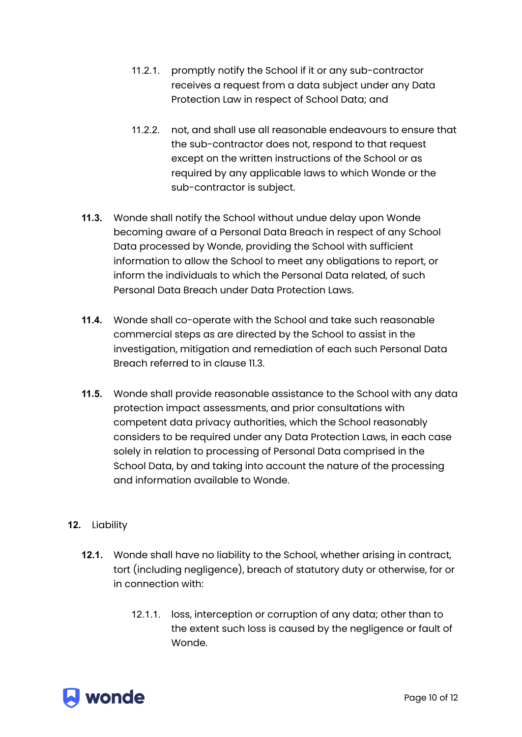11.2.1. promptly notify the School if it or any sub-contractor receives a request from a data subject under any Data Protection Law in respect of School Data; and

11.2.2. not, and shall use all reasonable endeavours to ensure that the sub-contractor does not, respond to that request except on the written instructions of the School or as required by any applicable laws to which Wonde or the sub-contractor is subject.

**11.3.** Wonde shall notify the School without undue delay upon Wonde becoming aware of a Personal Data Breach in respect of any School Data processed by Wonde, providing the School with sufficient information to allow the School to meet any obligations to report, or inform the individuals to which the Personal Data related, of such Personal Data Breach under Data Protection Laws.

**11.4.** Wonde shall co-operate with the School and take such reasonable commercial steps as are directed by the School to assist in the investigation, mitigation and remediation of each such Personal Data Breach referred to in clause 11.3.

**11.5.** Wonde shall provide reasonable assistance to the School with any data protection impact assessments, and prior consultations with competent data privacy authorities, which the School reasonably considers to be required under any Data Protection Laws, in each case solely in relation to processing of Personal Data comprised in the School Data, by and taking into account the nature of the processing and information available to Wonde.

**12.** Liability

**12.1.** Wonde shall have no liability to the School, whether arising in contract, tort (including negligence), breach of statutory duty or otherwise, for or in connection with:

12.1.1. loss, interception or corruption of any data; other than to the extent such loss is caused by the negligence or fault of Wonde.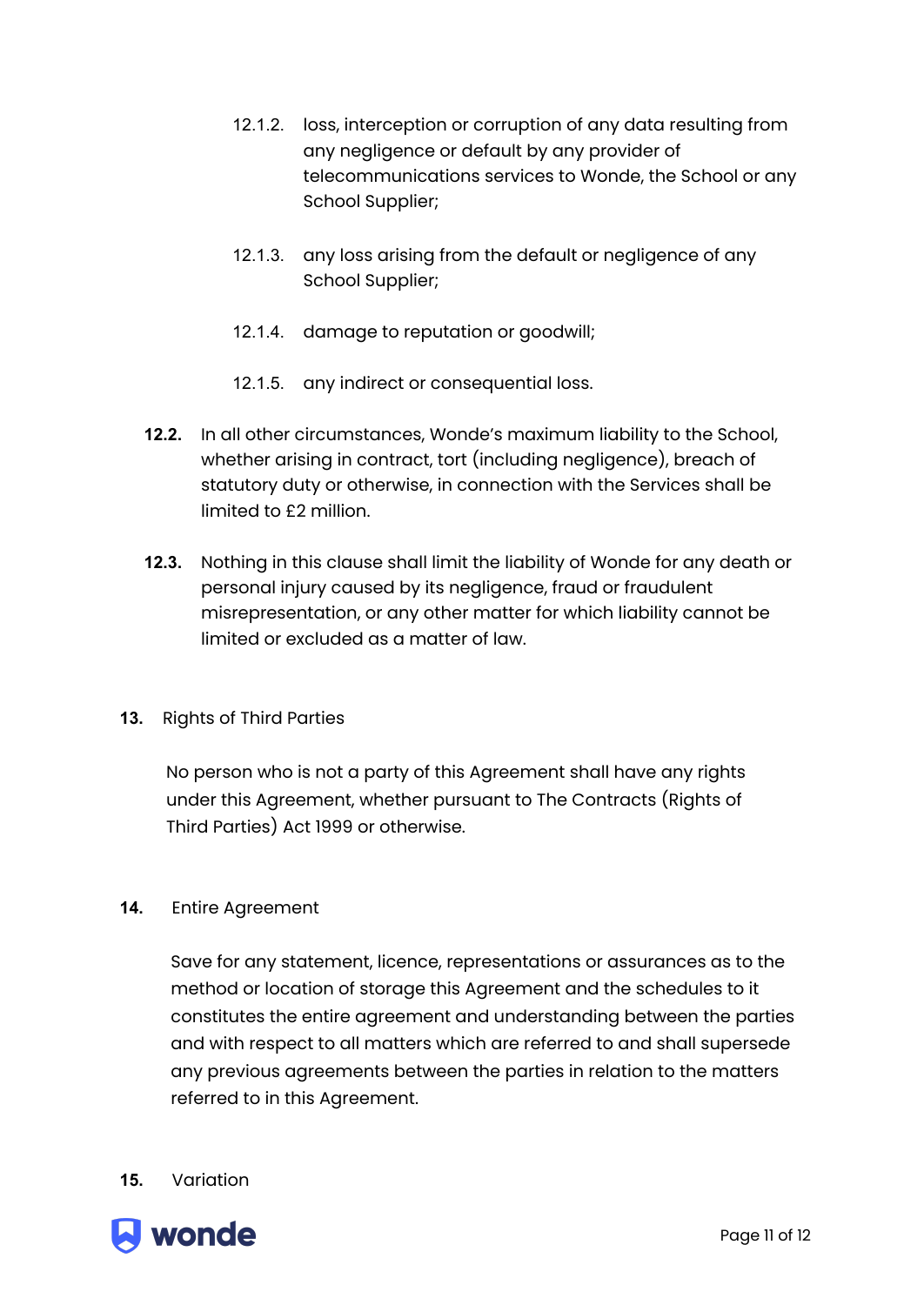12.1.2. loss, interception or corruption of any data resulting from any negligence or default by any provider of telecommunications services to Wonde, the School or any School Supplier;

12.1.3. any loss arising from the default or negligence of any School Supplier;

12.1.4. damage to reputation or goodwill;

12.1.5. any indirect or consequential loss.

**12.2.** In all other circumstances, Wonde's maximum liability to the School, whether arising in contract, tort (including negligence), breach of statutory duty or otherwise, in connection with the Services shall be limited to £2 million.

**12.3.** Nothing in this clause shall limit the liability of Wonde for any death or personal injury caused by its negligence, fraud or fraudulent misrepresentation, or any other matter for which liability cannot be limited or excluded as a matter of law.

**13.** Rights of Third Parties

No person who is not a party of this Agreement shall have any rights under this Agreement, whether pursuant to The Contracts (Rights of Third Parties) Act 1999 or otherwise.

**14.** Entire Agreement

Save for any statement, licence, representations or assurances as to the method or location of storage this Agreement and the schedules to it constitutes the entire agreement and understanding between the parties and with respect to all matters which are referred to and shall supersede any previous agreements between the parties in relation to the matters referred to in this Agreement.

**15.** Variation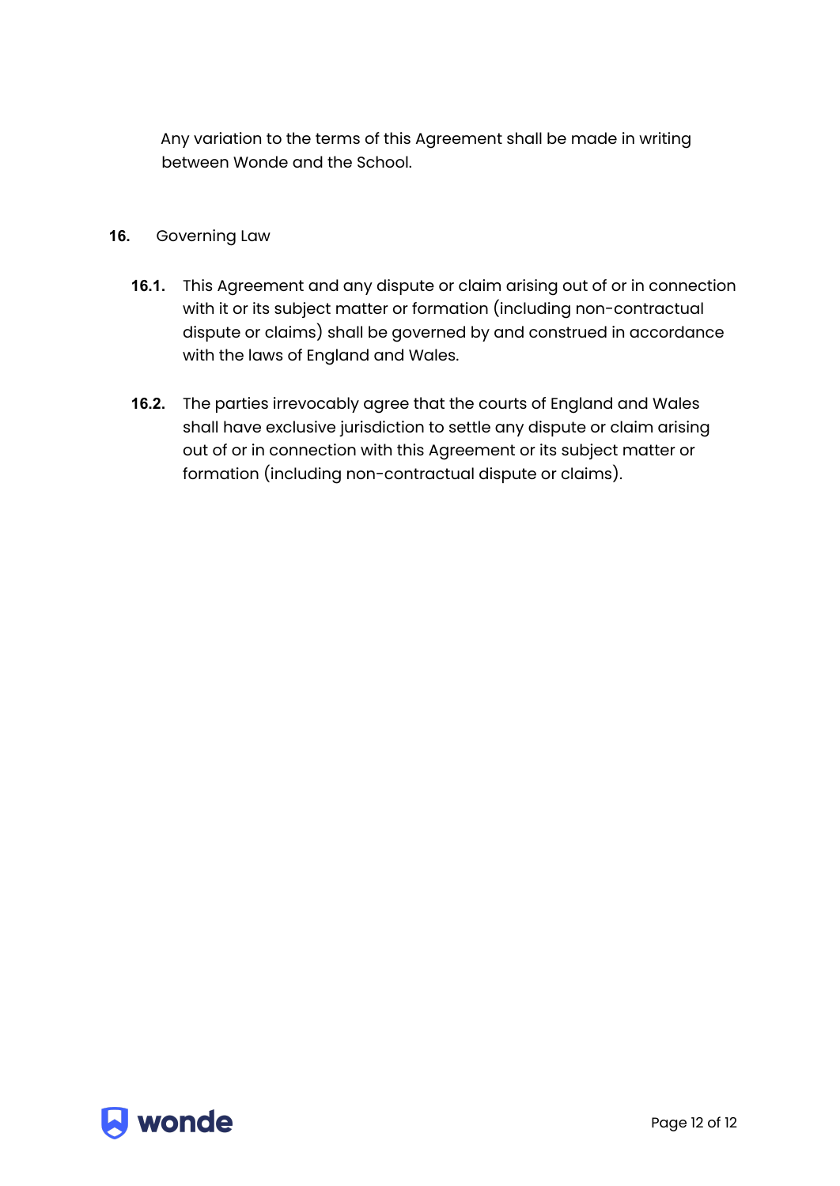Any variation to the terms of this Agreement shall be made in writing between Wonde and the School.

## 16. Governing Law

**16.1.** This Agreement and any dispute or claim arising out of or in connection with it or its subject matter or formation (including non-contractual dispute or claims) shall be governed by and construed in accordance with the laws of England and Wales.

**16.2.** The parties irrevocably agree that the courts of England and Wales shall have exclusive jurisdiction to settle any dispute or claim arising out of or in connection with this Agreement or its subject matter or formation (including non-contractual dispute or claims).